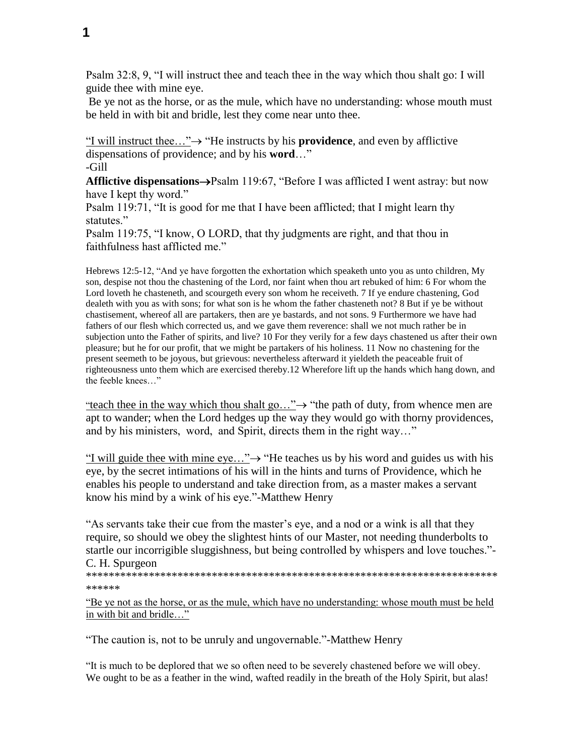Psalm 32:8, 9, "I will instruct thee and teach thee in the way which thou shalt go: I will guide thee with mine eye.
Be ye not as the horse, or as the mule, which have no understanding: whose mouth must be held in with bit and bridle, lest they come near unto thee.

<u>"I will instruct thee…"</u>→ "He instructs by his **providence**, and even by afflictive dispensations of providence; and by his **word**…"
-Gill

**Afflictive dispensations**→Psalm 119:67, "Before I was afflicted I went astray: but now have I kept thy word."
Psalm 119:71, "It is good for me that I have been afflicted; that I might learn thy statutes."
Psalm 119:75, "I know, O LORD, that thy judgments are right, and that thou in faithfulness hast afflicted me."

Hebrews 12:5-12, "And ye have forgotten the exhortation which speaketh unto you as unto children, My son, despise not thou the chastening of the Lord, nor faint when thou art rebuked of him: 6 For whom the Lord loveth he chasteneth, and scourgeth every son whom he receiveth. 7 If ye endure chastening, God dealeth with you as with sons; for what son is he whom the father chasteneth not? 8 But if ye be without chastisement, whereof all are partakers, then are ye bastards, and not sons. 9 Furthermore we have had fathers of our flesh which corrected us, and we gave them reverence: shall we not much rather be in subjection unto the Father of spirits, and live? 10 For they verily for a few days chastened us after their own pleasure; but he for our profit, that we might be partakers of his holiness. 11 Now no chastening for the present seemeth to be joyous, but grievous: nevertheless afterward it yieldeth the peaceable fruit of righteousness unto them which are exercised thereby.12 Wherefore lift up the hands which hang down, and the feeble knees…"

<u>"teach thee in the way which thou shalt go…"</u>→ "the path of duty, from whence men are apt to wander; when the Lord hedges up the way they would go with thorny providences, and by his ministers, word, and Spirit, directs them in the right way…"

<u>"I will guide thee with mine eye…"</u>→ "He teaches us by his word and guides us with his eye, by the secret intimations of his will in the hints and turns of Providence, which he enables his people to understand and take direction from, as a master makes a servant know his mind by a wink of his eye."-Matthew Henry

"As servants take their cue from the master's eye, and a nod or a wink is all that they require, so should we obey the slightest hints of our Master, not needing thunderbolts to startle our incorrigible sluggishness, but being controlled by whispers and love touches."-C. H. Spurgeon
********************************************************************************

<u>"Be ye not as the horse, or as the mule, which have no understanding: whose mouth must be held in with bit and bridle…"</u>

"The caution is, not to be unruly and ungovernable."-Matthew Henry

"It is much to be deplored that we so often need to be severely chastened before we will obey. We ought to be as a feather in the wind, wafted readily in the breath of the Holy Spirit, but alas!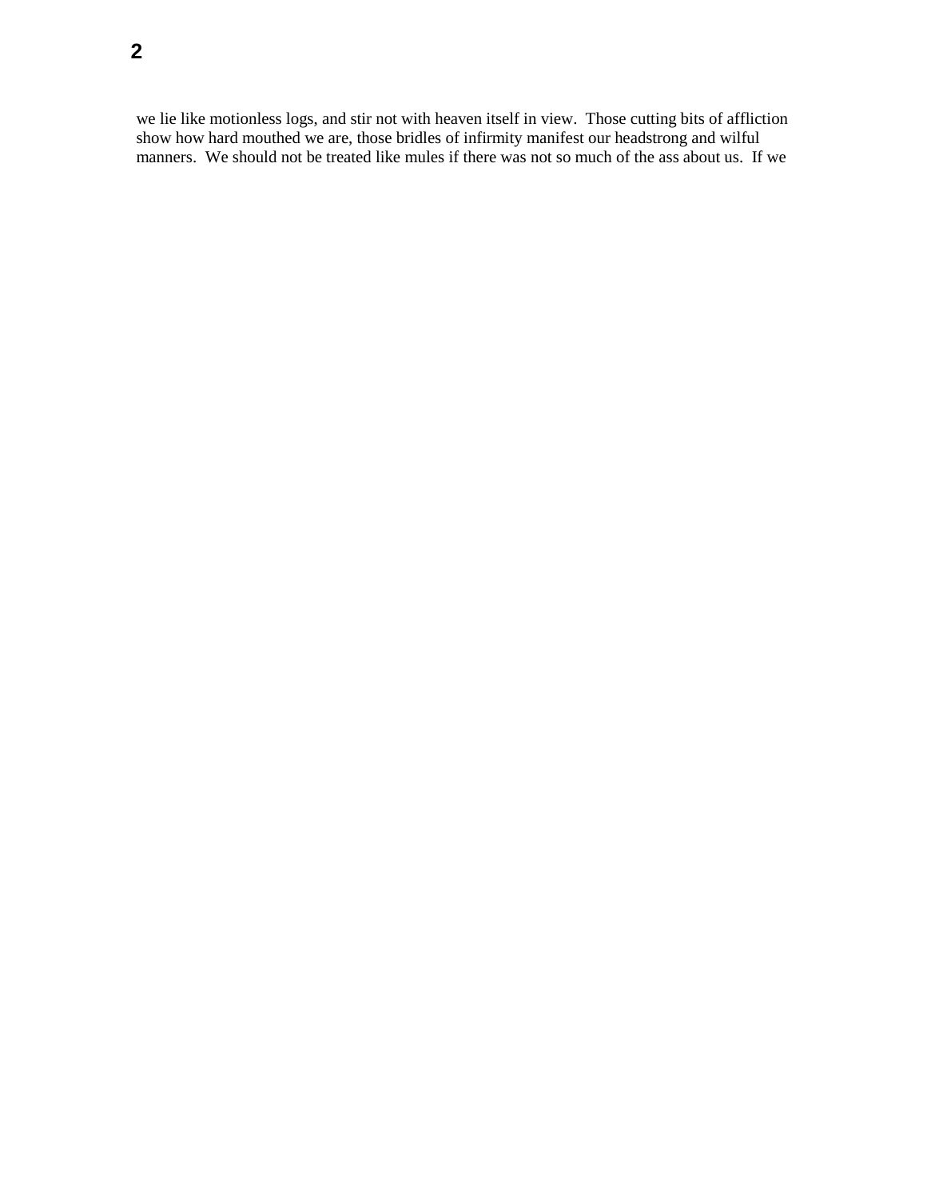we lie like motionless logs, and stir not with heaven itself in view. Those cutting bits of affliction show how hard mouthed we are, those bridles of infirmity manifest our headstrong and wilful manners. We should not be treated like mules if there was not so much of the ass about us. If we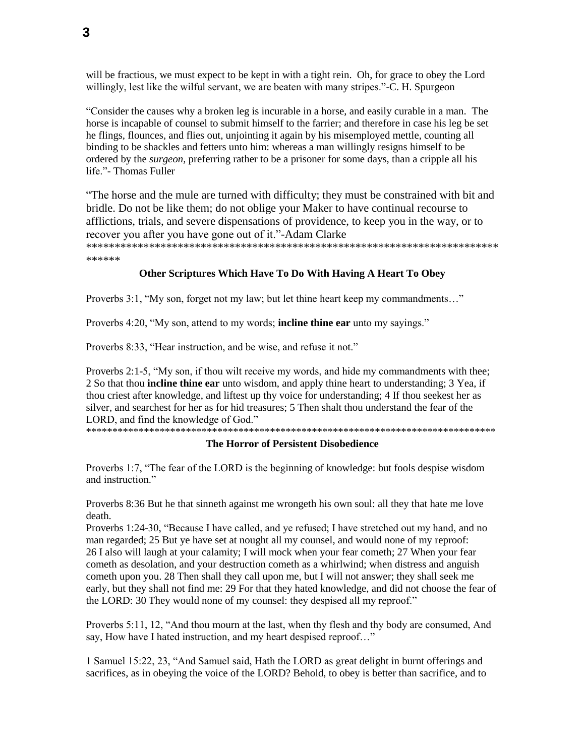will be fractious, we must expect to be kept in with a tight rein. Oh, for grace to obey the Lord willingly, lest like the wilful servant, we are beaten with many stripes."-C. H. Spurgeon

"Consider the causes why a broken leg is incurable in a horse, and easily curable in a man. The horse is incapable of counsel to submit himself to the farrier; and therefore in case his leg be set he flings, flounces, and flies out, unjointing it again by his misemployed mettle, counting all binding to be shackles and fetters unto him: whereas a man willingly resigns himself to be ordered by the *surgeon*, preferring rather to be a prisoner for some days, than a cripple all his life."- Thomas Fuller

"The horse and the mule are turned with difficulty; they must be constrained with bit and bridle. Do not be like them; do not oblige your Maker to have continual recourse to afflictions, trials, and severe dispensations of providence, to keep you in the way, or to recover you after you have gone out of it."-Adam Clarke

*******************************************************************************

### Other Scriptures Which Have To Do With Having A Heart To Obey

Proverbs 3:1, "My son, forget not my law; but let thine heart keep my commandments…"

Proverbs 4:20, "My son, attend to my words; **incline thine ear** unto my sayings."

Proverbs 8:33, "Hear instruction, and be wise, and refuse it not."

Proverbs 2:1-5, "My son, if thou wilt receive my words, and hide my commandments with thee; 2 So that thou **incline thine ear** unto wisdom, and apply thine heart to understanding; 3 Yea, if thou criest after knowledge, and liftest up thy voice for understanding; 4 If thou seekest her as silver, and searchest for her as for hid treasures; 5 Then shalt thou understand the fear of the LORD, and find the knowledge of God."

*******************************************************************************

### The Horror of Persistent Disobedience

Proverbs 1:7, "The fear of the LORD is the beginning of knowledge: but fools despise wisdom and instruction."

Proverbs 8:36 But he that sinneth against me wrongeth his own soul: all they that hate me love death.

Proverbs 1:24-30, "Because I have called, and ye refused; I have stretched out my hand, and no man regarded; 25 But ye have set at nought all my counsel, and would none of my reproof: 26 I also will laugh at your calamity; I will mock when your fear cometh; 27 When your fear cometh as desolation, and your destruction cometh as a whirlwind; when distress and anguish cometh upon you. 28 Then shall they call upon me, but I will not answer; they shall seek me early, but they shall not find me: 29 For that they hated knowledge, and did not choose the fear of the LORD: 30 They would none of my counsel: they despised all my reproof."

Proverbs 5:11, 12, "And thou mourn at the last, when thy flesh and thy body are consumed, And say, How have I hated instruction, and my heart despised reproof…"

1 Samuel 15:22, 23, "And Samuel said, Hath the LORD as great delight in burnt offerings and sacrifices, as in obeying the voice of the LORD? Behold, to obey is better than sacrifice, and to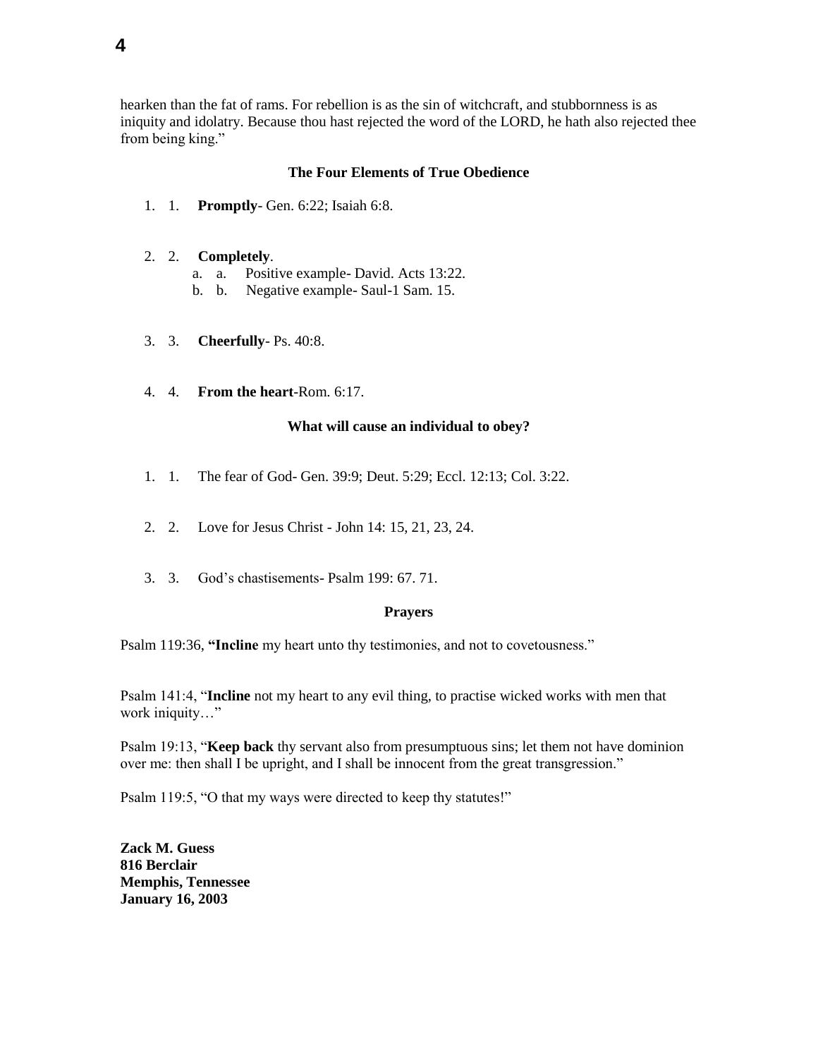hearken than the fat of rams. For rebellion is as the sin of witchcraft, and stubbornness is as iniquity and idolatry. Because thou hast rejected the word of the LORD, he hath also rejected thee from being king."

**The Four Elements of True Obedience**

1. 1. **Promptly**- Gen. 6:22; Isaiah 6:8.

2. 2. **Completely**.
   a. a. Positive example- David. Acts 13:22.
   b. b. Negative example- Saul-1 Sam. 15.

3. 3. **Cheerfully**- Ps. 40:8.

4. 4. **From the heart**-Rom. 6:17.

**What will cause an individual to obey?**

1. 1. The fear of God- Gen. 39:9; Deut. 5:29; Eccl. 12:13; Col. 3:22.

2. 2. Love for Jesus Christ - John 14: 15, 21, 23, 24.

3. 3. God's chastisements- Psalm 199: 67. 71.

**Prayers**

Psalm 119:36, **"Incline** my heart unto thy testimonies, and not to covetousness."

Psalm 141:4, "**Incline** not my heart to any evil thing, to practise wicked works with men that work iniquity…"

Psalm 19:13, "**Keep back** thy servant also from presumptuous sins; let them not have dominion over me: then shall I be upright, and I shall be innocent from the great transgression."

Psalm 119:5, "O that my ways were directed to keep thy statutes!"

**Zack M. Guess**
**816 Berclair**
**Memphis, Tennessee**
**January 16, 2003**